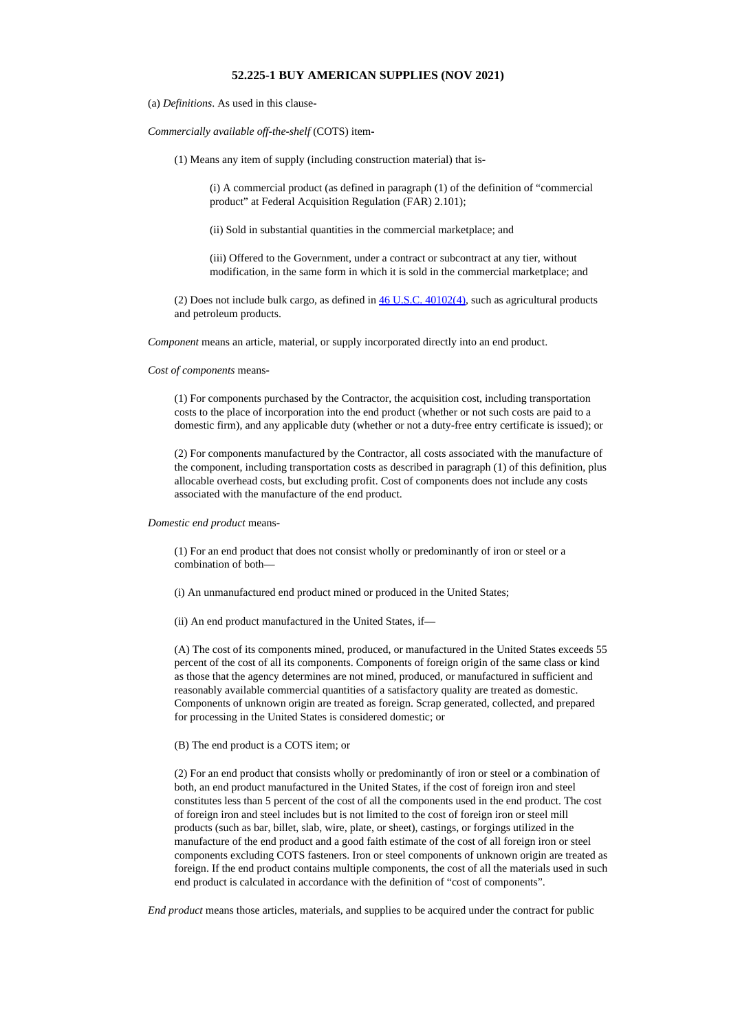# 52.225-1 BUY AMERICAN SUPPLIES (NOV 2021)

(a) *Definitions*. As used in this clause-

*Commercially available off-the-shelf* (COTS) item-

(1) Means any item of supply (including construction material) that is-

(i) A commercial product (as defined in paragraph (1) of the definition of "commercial product" at Federal Acquisition Regulation (FAR) 2.101);

(ii) Sold in substantial quantities in the commercial marketplace; and

(iii) Offered to the Government, under a contract or subcontract at any tier, without modification, in the same form in which it is sold in the commercial marketplace; and

(2) Does not include bulk cargo, as defined in [46 U.S.C. 40102(4)], such as agricultural products and petroleum products.

*Component* means an article, material, or supply incorporated directly into an end product.

*Cost of components* means-

(1) For components purchased by the Contractor, the acquisition cost, including transportation costs to the place of incorporation into the end product (whether or not such costs are paid to a domestic firm), and any applicable duty (whether or not a duty-free entry certificate is issued); or

(2) For components manufactured by the Contractor, all costs associated with the manufacture of the component, including transportation costs as described in paragraph (1) of this definition, plus allocable overhead costs, but excluding profit. Cost of components does not include any costs associated with the manufacture of the end product.

*Domestic end product* means-

(1) For an end product that does not consist wholly or predominantly of iron or steel or a combination of both—

(i) An unmanufactured end product mined or produced in the United States;

(ii) An end product manufactured in the United States, if—

(A) The cost of its components mined, produced, or manufactured in the United States exceeds 55 percent of the cost of all its components. Components of foreign origin of the same class or kind as those that the agency determines are not mined, produced, or manufactured in sufficient and reasonably available commercial quantities of a satisfactory quality are treated as domestic. Components of unknown origin are treated as foreign. Scrap generated, collected, and prepared for processing in the United States is considered domestic; or

(B) The end product is a COTS item; or

(2) For an end product that consists wholly or predominantly of iron or steel or a combination of both, an end product manufactured in the United States, if the cost of foreign iron and steel constitutes less than 5 percent of the cost of all the components used in the end product. The cost of foreign iron and steel includes but is not limited to the cost of foreign iron or steel mill products (such as bar, billet, slab, wire, plate, or sheet), castings, or forgings utilized in the manufacture of the end product and a good faith estimate of the cost of all foreign iron or steel components excluding COTS fasteners. Iron or steel components of unknown origin are treated as foreign. If the end product contains multiple components, the cost of all the materials used in such end product is calculated in accordance with the definition of "cost of components".

*End product* means those articles, materials, and supplies to be acquired under the contract for public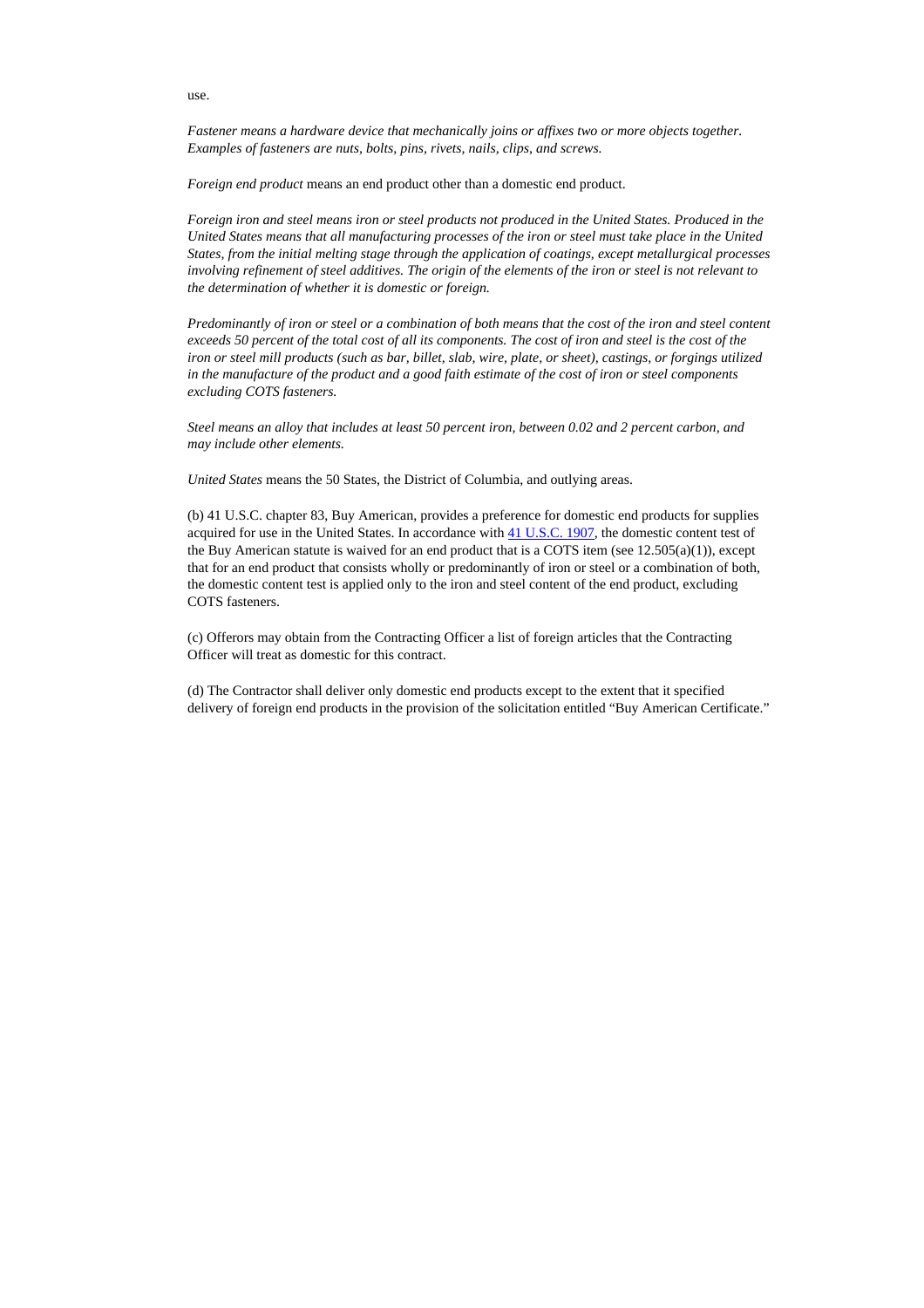use.

*Fastener means a hardware device that mechanically joins or affixes two or more objects together. Examples of fasteners are nuts, bolts, pins, rivets, nails, clips, and screws.*

*Foreign end product* means an end product other than a domestic end product.

*Foreign iron and steel means iron or steel products not produced in the United States. Produced in the United States means that all manufacturing processes of the iron or steel must take place in the United States, from the initial melting stage through the application of coatings, except metallurgical processes involving refinement of steel additives. The origin of the elements of the iron or steel is not relevant to the determination of whether it is domestic or foreign.*

*Predominantly of iron or steel or a combination of both means that the cost of the iron and steel content exceeds 50 percent of the total cost of all its components. The cost of iron and steel is the cost of the iron or steel mill products (such as bar, billet, slab, wire, plate, or sheet), castings, or forgings utilized in the manufacture of the product and a good faith estimate of the cost of iron or steel components excluding COTS fasteners.*

*Steel means an alloy that includes at least 50 percent iron, between 0.02 and 2 percent carbon, and may include other elements.*

*United States* means the 50 States, the District of Columbia, and outlying areas.

(b) 41 U.S.C. chapter 83, Buy American, provides a preference for domestic end products for supplies acquired for use in the United States. In accordance with [41 U.S.C. 1907](), the domestic content test of the Buy American statute is waived for an end product that is a COTS item (see 12.505(a)(1)), except that for an end product that consists wholly or predominantly of iron or steel or a combination of both, the domestic content test is applied only to the iron and steel content of the end product, excluding COTS fasteners.

(c) Offerors may obtain from the Contracting Officer a list of foreign articles that the Contracting Officer will treat as domestic for this contract.

(d) The Contractor shall deliver only domestic end products except to the extent that it specified delivery of foreign end products in the provision of the solicitation entitled "Buy American Certificate."